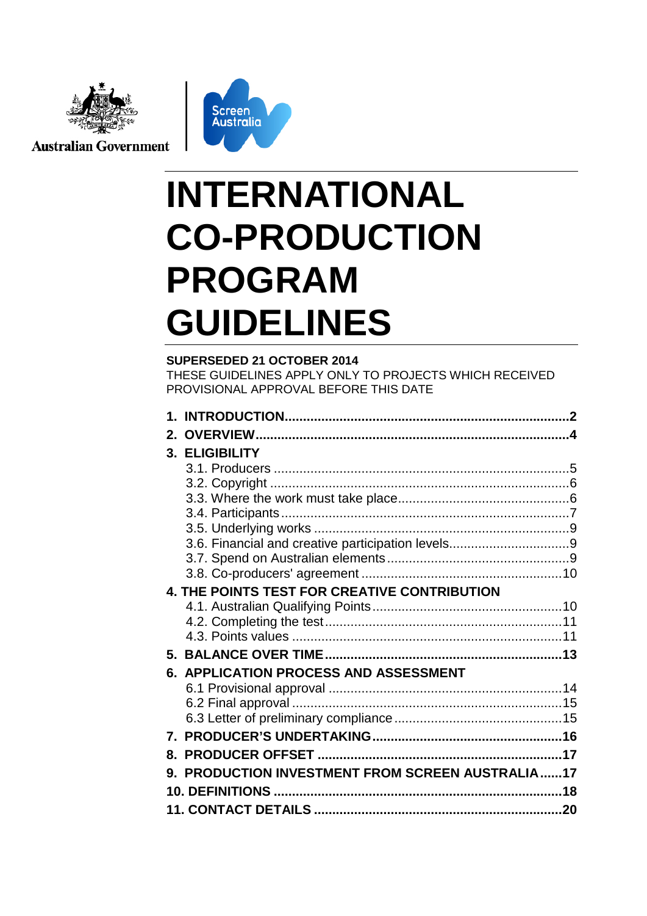Australian Government

Screen Australia

# INTERNATIONAL CO-PRODUCTION PROGRAM GUIDELINES

**SUPERSEDED 21 OCTOBER 2014**

THESE GUIDELINES APPLY ONLY TO PROJECTS WHICH RECEIVED PROVISIONAL APPROVAL BEFORE THIS DATE

**1. INTRODUCTION** .......... **2**

**2. OVERVIEW** .......... **4**

**3. ELIGIBILITY**

- 3.1. Producers .......... 5
- 3.2. Copyright .......... 6
- 3.3. Where the work must take place .......... 6
- 3.4. Participants .......... 7
- 3.5. Underlying works .......... 9
- 3.6. Financial and creative participation levels .......... 9
- 3.7. Spend on Australian elements .......... 9
- 3.8. Co-producers' agreement .......... 10

**4. THE POINTS TEST FOR CREATIVE CONTRIBUTION**

- 4.1. Australian Qualifying Points .......... 10
- 4.2. Completing the test .......... 11
- 4.3. Points values .......... 11

**5. BALANCE OVER TIME** .......... **13**

**6. APPLICATION PROCESS AND ASSESSMENT**

- 6.1 Provisional approval .......... 14
- 6.2 Final approval .......... 15
- 6.3 Letter of preliminary compliance .......... 15

**7. PRODUCER'S UNDERTAKING** .......... **16**

**8. PRODUCER OFFSET** .......... **17**

**9. PRODUCTION INVESTMENT FROM SCREEN AUSTRALIA** .......... **17**

**10. DEFINITIONS** .......... **18**

**11. CONTACT DETAILS** .......... **20**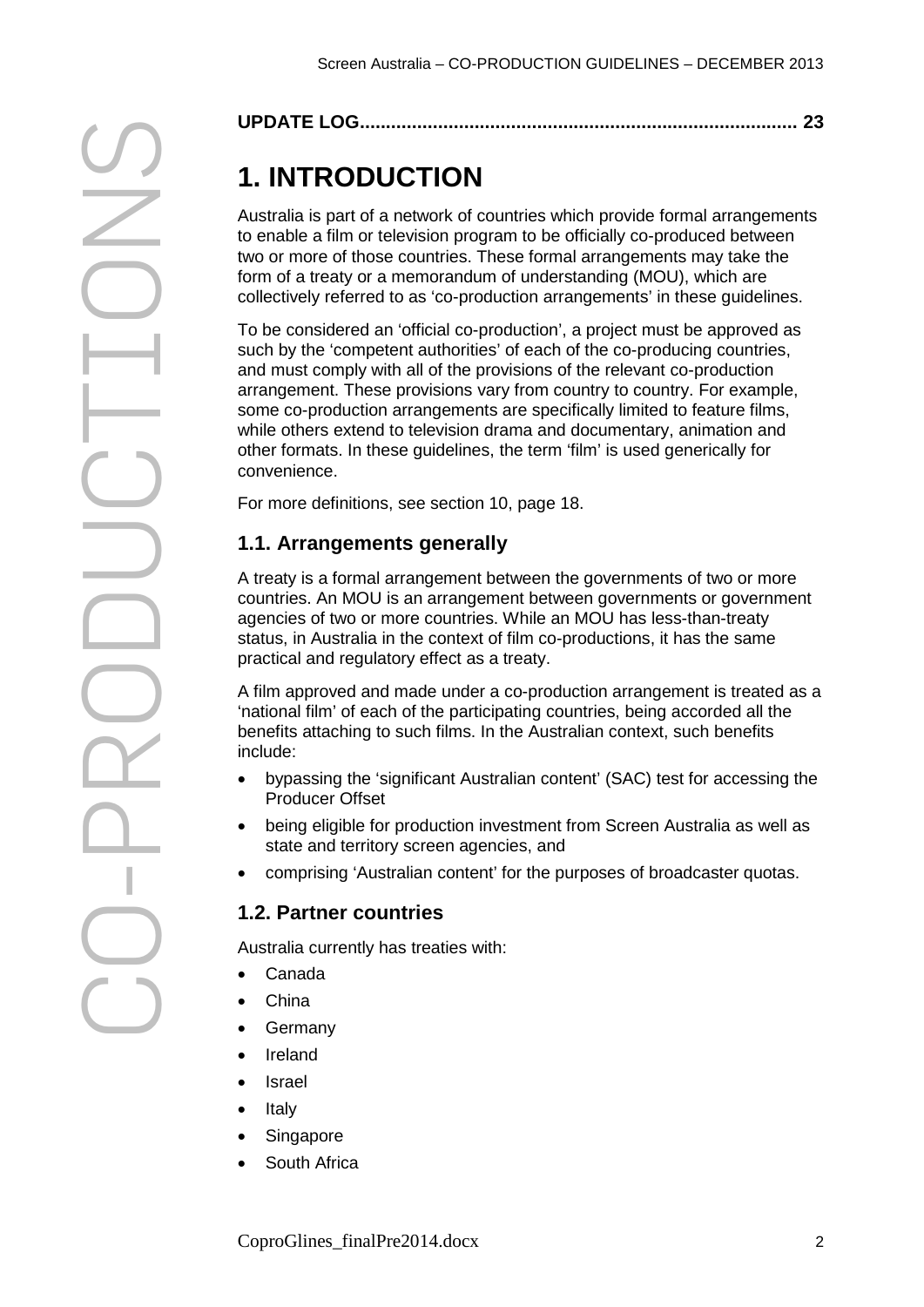**UPDATE LOG.................................................................................. 23**

# 1. INTRODUCTION

Australia is part of a network of countries which provide formal arrangements to enable a film or television program to be officially co-produced between two or more of those countries. These formal arrangements may take the form of a treaty or a memorandum of understanding (MOU), which are collectively referred to as 'co-production arrangements' in these guidelines.

To be considered an 'official co-production', a project must be approved as such by the 'competent authorities' of each of the co-producing countries, and must comply with all of the provisions of the relevant co-production arrangement. These provisions vary from country to country. For example, some co-production arrangements are specifically limited to feature films, while others extend to television drama and documentary, animation and other formats. In these guidelines, the term 'film' is used generically for convenience.

For more definitions, see section 10, page 18.

## 1.1. Arrangements generally

A treaty is a formal arrangement between the governments of two or more countries. An MOU is an arrangement between governments or government agencies of two or more countries. While an MOU has less-than-treaty status, in Australia in the context of film co-productions, it has the same practical and regulatory effect as a treaty.

A film approved and made under a co-production arrangement is treated as a 'national film' of each of the participating countries, being accorded all the benefits attaching to such films. In the Australian context, such benefits include:

- bypassing the 'significant Australian content' (SAC) test for accessing the Producer Offset
- being eligible for production investment from Screen Australia as well as state and territory screen agencies, and
- comprising 'Australian content' for the purposes of broadcaster quotas.

## 1.2. Partner countries

Australia currently has treaties with:

- Canada
- China
- Germany
- Ireland
- Israel
- Italy
- Singapore
- South Africa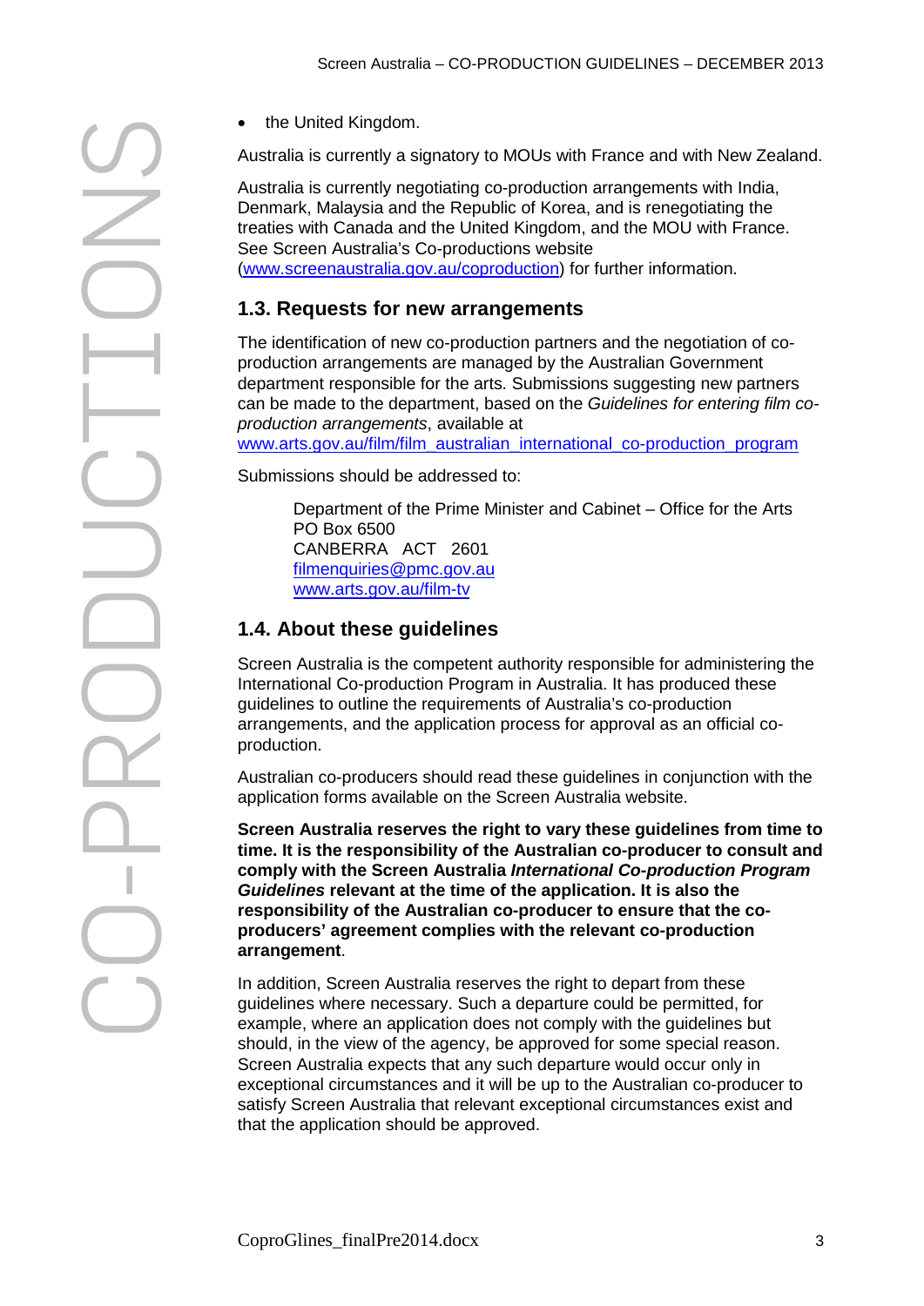- the United Kingdom.

Australia is currently a signatory to MOUs with France and with New Zealand.

Australia is currently negotiating co-production arrangements with India, Denmark, Malaysia and the Republic of Korea, and is renegotiating the treaties with Canada and the United Kingdom, and the MOU with France. See Screen Australia's Co-productions website ([www.screenaustralia.gov.au/coproduction](www.screenaustralia.gov.au/coproduction)) for further information.

## 1.3. Requests for new arrangements

The identification of new co-production partners and the negotiation of co-production arrangements are managed by the Australian Government department responsible for the arts. Submissions suggesting new partners can be made to the department, based on the *Guidelines for entering film co-production arrangements*, available at [www.arts.gov.au/film/film_australian_international_co-production_program](www.arts.gov.au/film/film_australian_international_co-production_program)

Submissions should be addressed to:

> Department of the Prime Minister and Cabinet – Office for the Arts
> PO Box 6500
> CANBERRA ACT 2601
> [filmenquiries@pmc.gov.au](mailto:filmenquiries@pmc.gov.au)
> [www.arts.gov.au/film-tv](www.arts.gov.au/film-tv)

## 1.4. About these guidelines

Screen Australia is the competent authority responsible for administering the International Co-production Program in Australia. It has produced these guidelines to outline the requirements of Australia's co-production arrangements, and the application process for approval as an official co-production.

Australian co-producers should read these guidelines in conjunction with the application forms available on the Screen Australia website.

**Screen Australia reserves the right to vary these guidelines from time to time. It is the responsibility of the Australian co-producer to consult and comply with the Screen Australia *International Co-production Program Guidelines* relevant at the time of the application. It is also the responsibility of the Australian co-producer to ensure that the co-producers' agreement complies with the relevant co-production arrangement**.

In addition, Screen Australia reserves the right to depart from these guidelines where necessary. Such a departure could be permitted, for example, where an application does not comply with the guidelines but should, in the view of the agency, be approved for some special reason. Screen Australia expects that any such departure would occur only in exceptional circumstances and it will be up to the Australian co-producer to satisfy Screen Australia that relevant exceptional circumstances exist and that the application should be approved.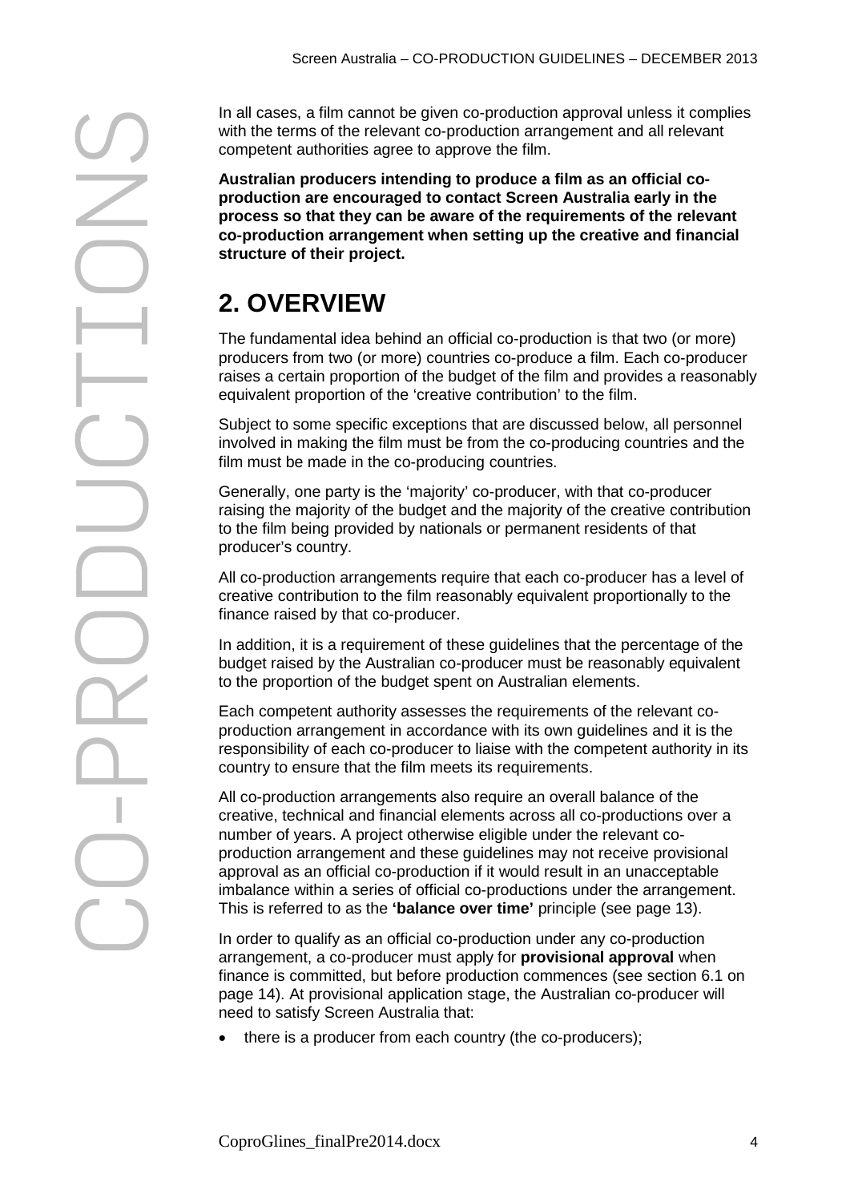In all cases, a film cannot be given co-production approval unless it complies with the terms of the relevant co-production arrangement and all relevant competent authorities agree to approve the film.

**Australian producers intending to produce a film as an official co-production are encouraged to contact Screen Australia early in the process so that they can be aware of the requirements of the relevant co-production arrangement when setting up the creative and financial structure of their project.**

# 2. OVERVIEW

The fundamental idea behind an official co-production is that two (or more) producers from two (or more) countries co-produce a film. Each co-producer raises a certain proportion of the budget of the film and provides a reasonably equivalent proportion of the 'creative contribution' to the film.

Subject to some specific exceptions that are discussed below, all personnel involved in making the film must be from the co-producing countries and the film must be made in the co-producing countries.

Generally, one party is the 'majority' co-producer, with that co-producer raising the majority of the budget and the majority of the creative contribution to the film being provided by nationals or permanent residents of that producer's country.

All co-production arrangements require that each co-producer has a level of creative contribution to the film reasonably equivalent proportionally to the finance raised by that co-producer.

In addition, it is a requirement of these guidelines that the percentage of the budget raised by the Australian co-producer must be reasonably equivalent to the proportion of the budget spent on Australian elements.

Each competent authority assesses the requirements of the relevant co-production arrangement in accordance with its own guidelines and it is the responsibility of each co-producer to liaise with the competent authority in its country to ensure that the film meets its requirements.

All co-production arrangements also require an overall balance of the creative, technical and financial elements across all co-productions over a number of years. A project otherwise eligible under the relevant co-production arrangement and these guidelines may not receive provisional approval as an official co-production if it would result in an unacceptable imbalance within a series of official co-productions under the arrangement. This is referred to as the **'balance over time'** principle (see page 13).

In order to qualify as an official co-production under any co-production arrangement, a co-producer must apply for **provisional approval** when finance is committed, but before production commences (see section 6.1 on page 14). At provisional application stage, the Australian co-producer will need to satisfy Screen Australia that:

- there is a producer from each country (the co-producers);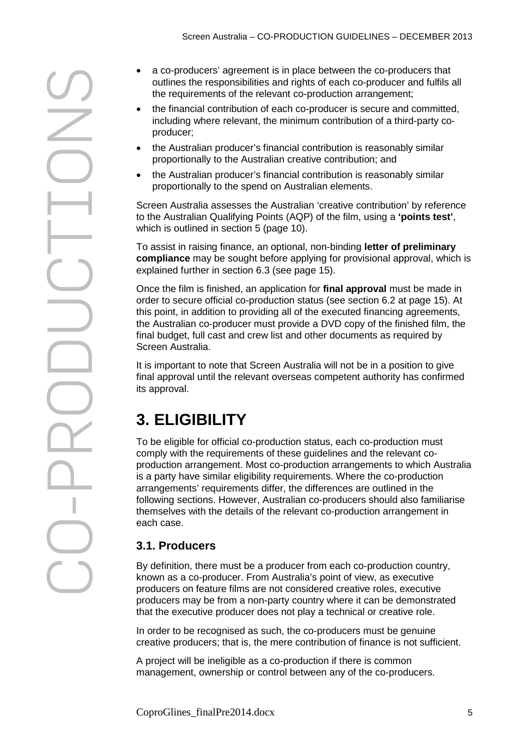- a co-producers' agreement is in place between the co-producers that outlines the responsibilities and rights of each co-producer and fulfils all the requirements of the relevant co-production arrangement;
- the financial contribution of each co-producer is secure and committed, including where relevant, the minimum contribution of a third-party co-producer;
- the Australian producer's financial contribution is reasonably similar proportionally to the Australian creative contribution; and
- the Australian producer's financial contribution is reasonably similar proportionally to the spend on Australian elements.

Screen Australia assesses the Australian 'creative contribution' by reference to the Australian Qualifying Points (AQP) of the film, using a **'points test'**, which is outlined in section 5 (page 10).

To assist in raising finance, an optional, non-binding **letter of preliminary compliance** may be sought before applying for provisional approval, which is explained further in section 6.3 (see page 15).

Once the film is finished, an application for **final approval** must be made in order to secure official co-production status (see section 6.2 at page 15). At this point, in addition to providing all of the executed financing agreements, the Australian co-producer must provide a DVD copy of the finished film, the final budget, full cast and crew list and other documents as required by Screen Australia.

It is important to note that Screen Australia will not be in a position to give final approval until the relevant overseas competent authority has confirmed its approval.

# 3. ELIGIBILITY

To be eligible for official co-production status, each co-production must comply with the requirements of these guidelines and the relevant co-production arrangement. Most co-production arrangements to which Australia is a party have similar eligibility requirements. Where the co-production arrangements' requirements differ, the differences are outlined in the following sections. However, Australian co-producers should also familiarise themselves with the details of the relevant co-production arrangement in each case.

## 3.1. Producers

By definition, there must be a producer from each co-production country, known as a co-producer. From Australia's point of view, as executive producers on feature films are not considered creative roles, executive producers may be from a non-party country where it can be demonstrated that the executive producer does not play a technical or creative role.

In order to be recognised as such, the co-producers must be genuine creative producers; that is, the mere contribution of finance is not sufficient.

A project will be ineligible as a co-production if there is common management, ownership or control between any of the co-producers.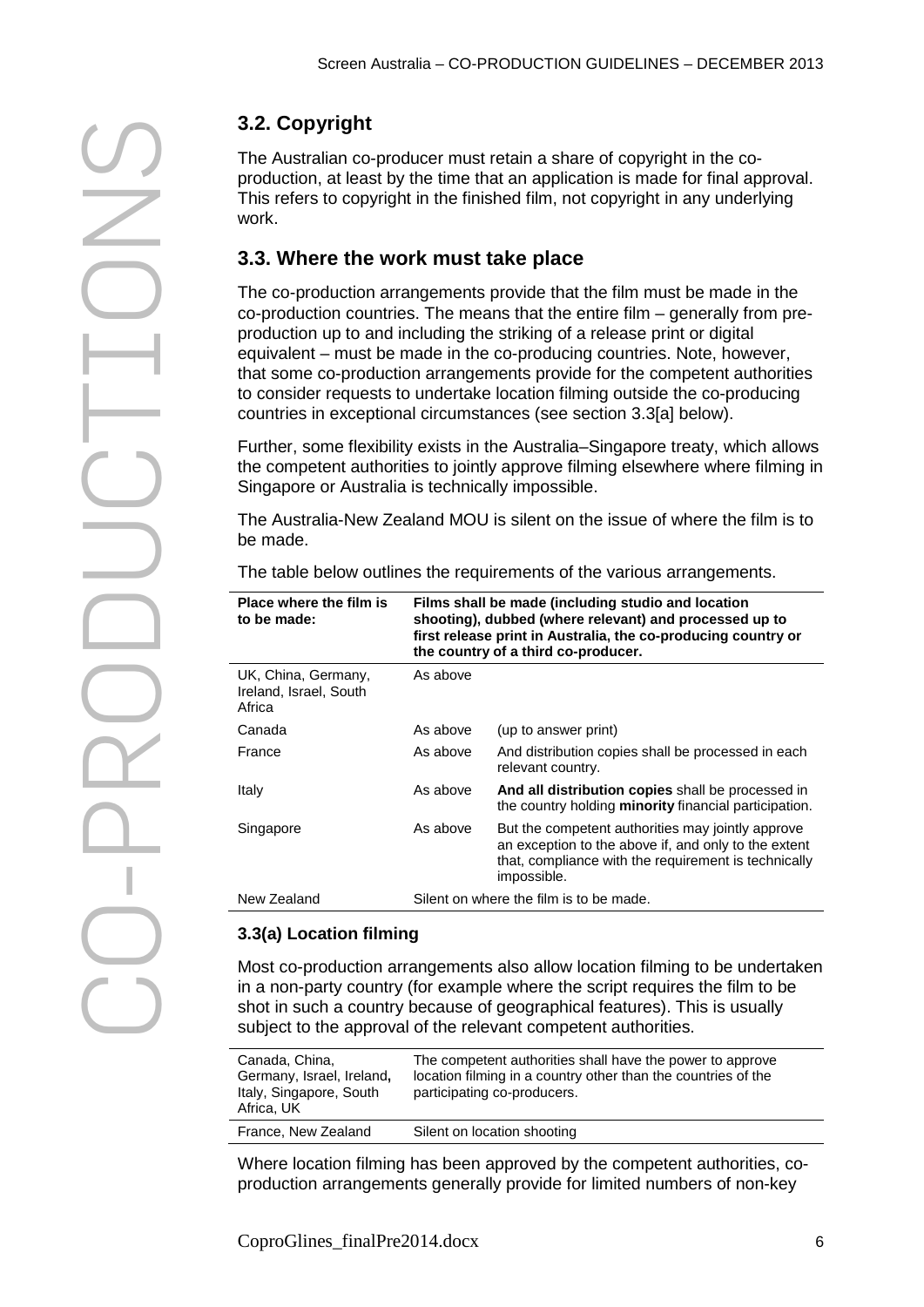## 3.2. Copyright

The Australian co-producer must retain a share of copyright in the co-production, at least by the time that an application is made for final approval. This refers to copyright in the finished film, not copyright in any underlying work.

## 3.3. Where the work must take place

The co-production arrangements provide that the film must be made in the co-production countries. The means that the entire film – generally from pre-production up to and including the striking of a release print or digital equivalent – must be made in the co-producing countries. Note, however, that some co-production arrangements provide for the competent authorities to consider requests to undertake location filming outside the co-producing countries in exceptional circumstances (see section 3.3[a] below).

Further, some flexibility exists in the Australia–Singapore treaty, which allows the competent authorities to jointly approve filming elsewhere where filming in Singapore or Australia is technically impossible.

The Australia-New Zealand MOU is silent on the issue of where the film is to be made.

The table below outlines the requirements of the various arrangements.

| **Place where the film is to be made:** | **Films shall be made (including studio and location shooting), dubbed (where relevant) and processed up to first release print in Australia, the co-producing country or the country of a third co-producer.** | |
|---|---|---|
| UK, China, Germany, Ireland, Israel, South Africa | As above | |
| Canada | As above | (up to answer print) |
| France | As above | And distribution copies shall be processed in each relevant country. |
| Italy | As above | **And all distribution copies** shall be processed in the country holding **minority** financial participation. |
| Singapore | As above | But the competent authorities may jointly approve an exception to the above if, and only to the extent that, compliance with the requirement is technically impossible. |
| New Zealand | Silent on where the film is to be made. | |

### 3.3(a) Location filming

Most co-production arrangements also allow location filming to be undertaken in a non-party country (for example where the script requires the film to be shot in such a country because of geographical features). This is usually subject to the approval of the relevant competent authorities.

| Canada, China, Germany, Israel, Ireland, Italy, Singapore, South Africa, UK | The competent authorities shall have the power to approve location filming in a country other than the countries of the participating co-producers. |
|---|---|
| France, New Zealand | Silent on location shooting |

Where location filming has been approved by the competent authorities, co-production arrangements generally provide for limited numbers of non-key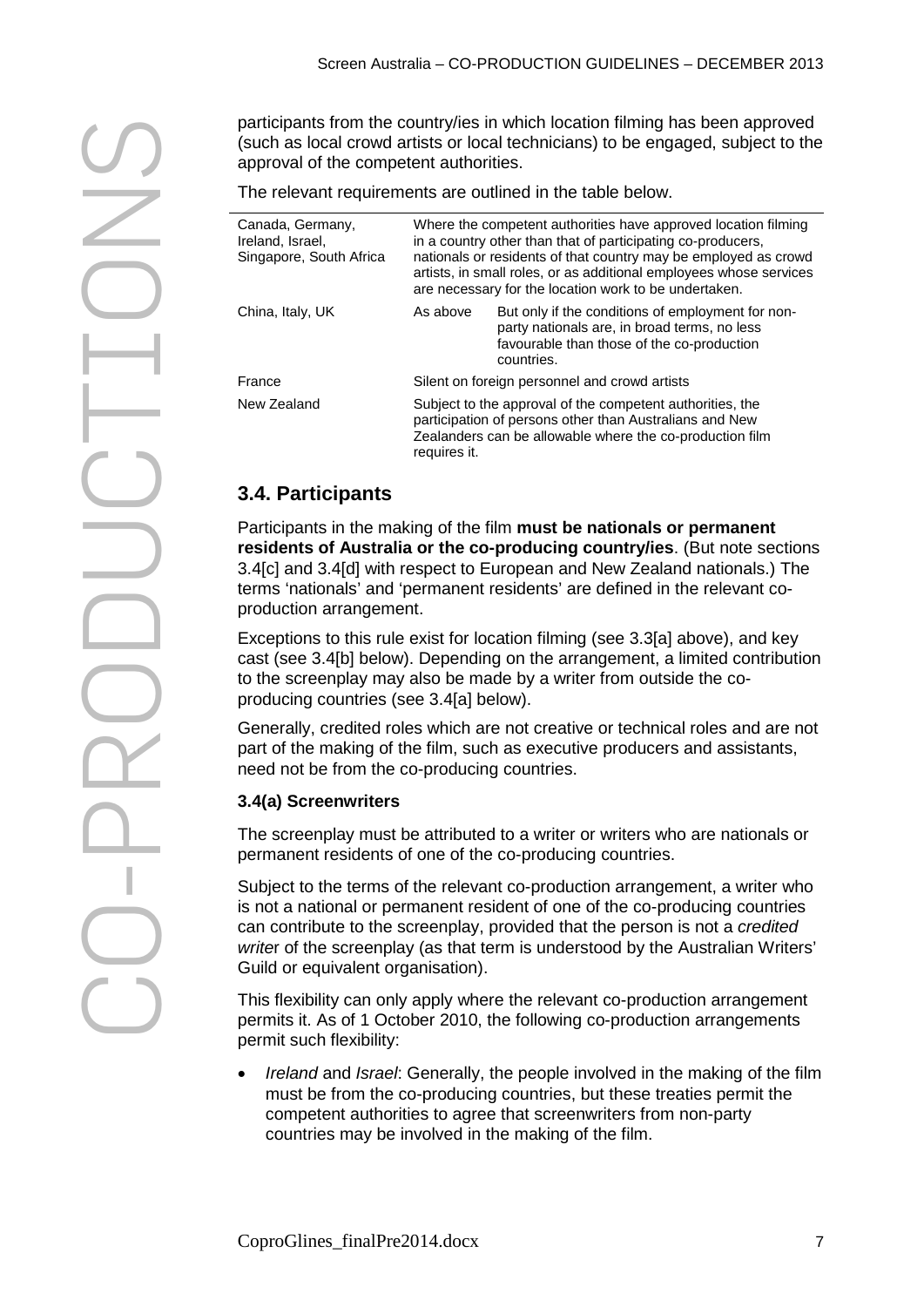participants from the country/ies in which location filming has been approved (such as local crowd artists or local technicians) to be engaged, subject to the approval of the competent authorities.

The relevant requirements are outlined in the table below.

| | | |
|---|---|---|
| Canada, Germany, Ireland, Israel, Singapore, South Africa | Where the competent authorities have approved location filming in a country other than that of participating co-producers, nationals or residents of that country may be employed as crowd artists, in small roles, or as additional employees whose services are necessary for the location work to be undertaken. | |
| China, Italy, UK | As above | But only if the conditions of employment for non-party nationals are, in broad terms, no less favourable than those of the co-production countries. |
| France | Silent on foreign personnel and crowd artists | |
| New Zealand | Subject to the approval of the competent authorities, the participation of persons other than Australians and New Zealanders can be allowable where the co-production film requires it. | |

## 3.4. Participants

Participants in the making of the film **must be nationals or permanent residents of Australia or the co-producing country/ies**. (But note sections 3.4[c] and 3.4[d] with respect to European and New Zealand nationals.) The terms 'nationals' and 'permanent residents' are defined in the relevant co-production arrangement.

Exceptions to this rule exist for location filming (see 3.3[a] above), and key cast (see 3.4[b] below). Depending on the arrangement, a limited contribution to the screenplay may also be made by a writer from outside the co-producing countries (see 3.4[a] below).

Generally, credited roles which are not creative or technical roles and are not part of the making of the film, such as executive producers and assistants, need not be from the co-producing countries.

### 3.4(a) Screenwriters

The screenplay must be attributed to a writer or writers who are nationals or permanent residents of one of the co-producing countries.

Subject to the terms of the relevant co-production arrangement, a writer who is not a national or permanent resident of one of the co-producing countries can contribute to the screenplay, provided that the person is not a *credited writer* of the screenplay (as that term is understood by the Australian Writers' Guild or equivalent organisation).

This flexibility can only apply where the relevant co-production arrangement permits it. As of 1 October 2010, the following co-production arrangements permit such flexibility:

- *Ireland* and *Israel*: Generally, the people involved in the making of the film must be from the co-producing countries, but these treaties permit the competent authorities to agree that screenwriters from non-party countries may be involved in the making of the film.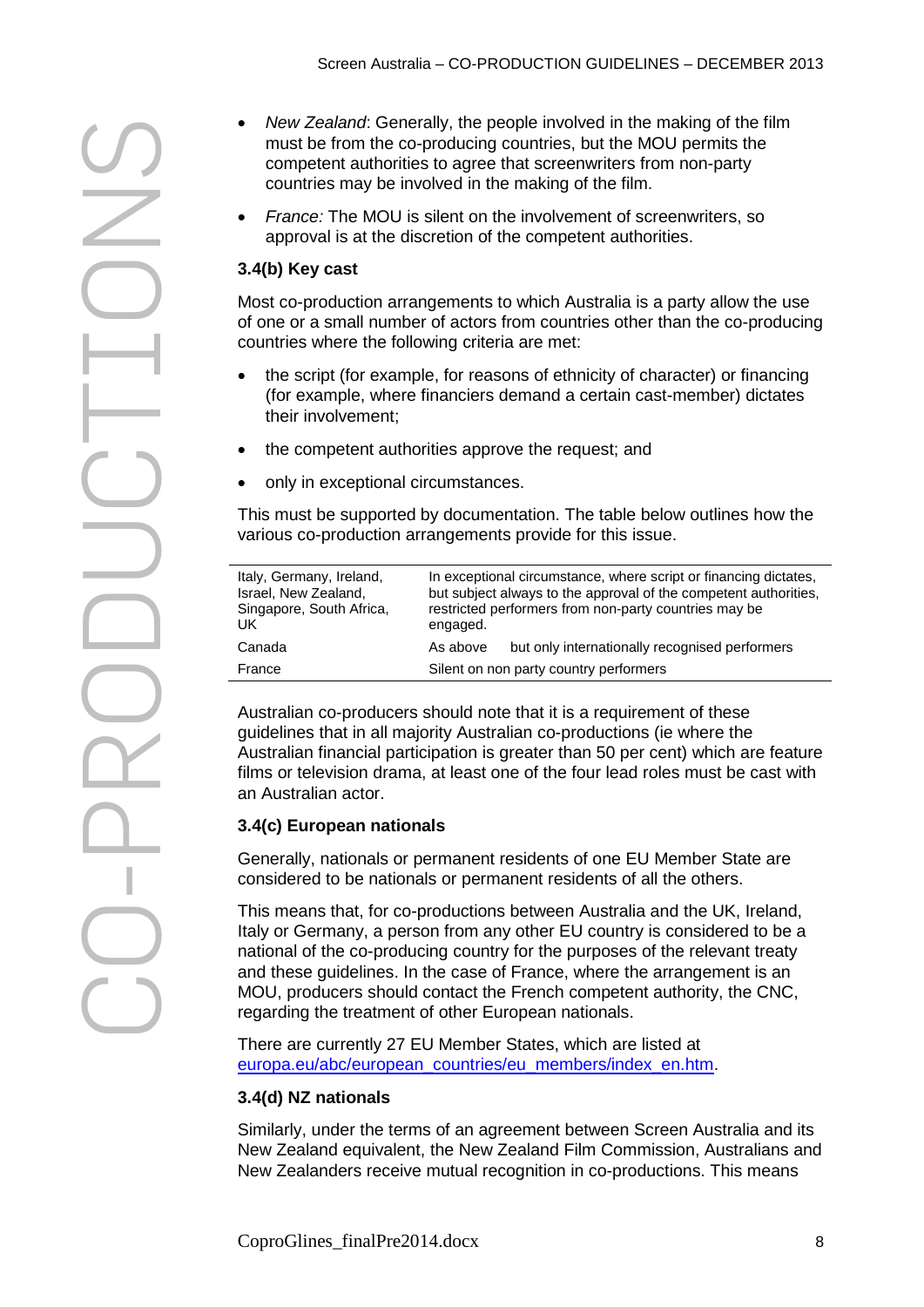- *New Zealand*: Generally, the people involved in the making of the film must be from the co-producing countries, but the MOU permits the competent authorities to agree that screenwriters from non-party countries may be involved in the making of the film.
- *France:* The MOU is silent on the involvement of screenwriters, so approval is at the discretion of the competent authorities.

### 3.4(b) Key cast

Most co-production arrangements to which Australia is a party allow the use of one or a small number of actors from countries other than the co-producing countries where the following criteria are met:

- the script (for example, for reasons of ethnicity of character) or financing (for example, where financiers demand a certain cast-member) dictates their involvement;
- the competent authorities approve the request; and
- only in exceptional circumstances.

This must be supported by documentation. The table below outlines how the various co-production arrangements provide for this issue.

| | |
|---|---|
| Italy, Germany, Ireland, Israel, New Zealand, Singapore, South Africa, UK | In exceptional circumstance, where script or financing dictates, but subject always to the approval of the competent authorities, restricted performers from non-party countries may be engaged. |
| Canada | As above but only internationally recognised performers |
| France | Silent on non party country performers |

Australian co-producers should note that it is a requirement of these guidelines that in all majority Australian co-productions (ie where the Australian financial participation is greater than 50 per cent) which are feature films or television drama, at least one of the four lead roles must be cast with an Australian actor.

### 3.4(c) European nationals

Generally, nationals or permanent residents of one EU Member State are considered to be nationals or permanent residents of all the others.

This means that, for co-productions between Australia and the UK, Ireland, Italy or Germany, a person from any other EU country is considered to be a national of the co-producing country for the purposes of the relevant treaty and these guidelines. In the case of France, where the arrangement is an MOU, producers should contact the French competent authority, the CNC, regarding the treatment of other European nationals.

There are currently 27 EU Member States, which are listed at europa.eu/abc/european_countries/eu_members/index_en.htm.

### 3.4(d) NZ nationals

Similarly, under the terms of an agreement between Screen Australia and its New Zealand equivalent, the New Zealand Film Commission, Australians and New Zealanders receive mutual recognition in co-productions. This means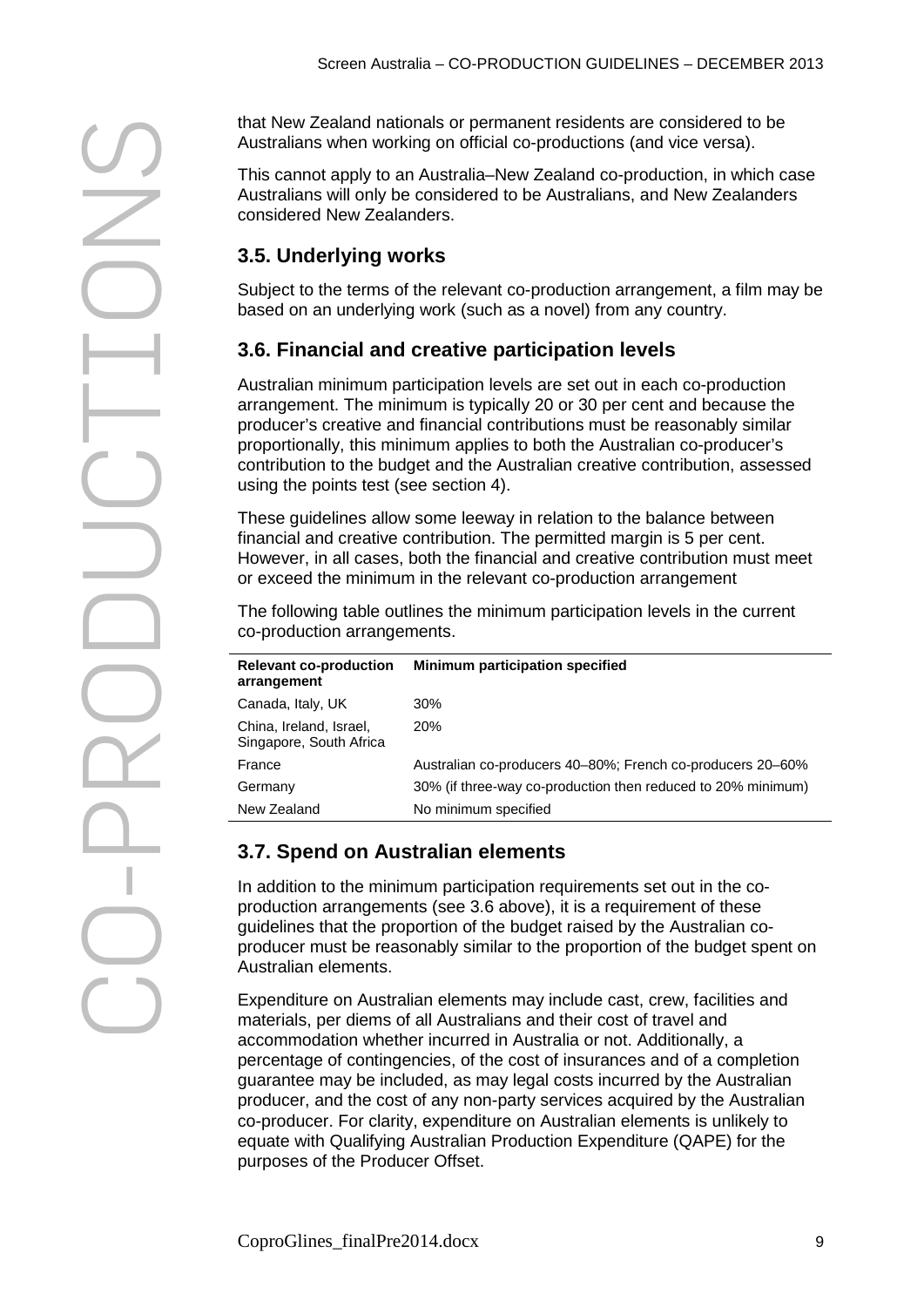that New Zealand nationals or permanent residents are considered to be Australians when working on official co-productions (and vice versa).

This cannot apply to an Australia–New Zealand co-production, in which case Australians will only be considered to be Australians, and New Zealanders considered New Zealanders.

### 3.5. Underlying works

Subject to the terms of the relevant co-production arrangement, a film may be based on an underlying work (such as a novel) from any country.

### 3.6. Financial and creative participation levels

Australian minimum participation levels are set out in each co-production arrangement. The minimum is typically 20 or 30 per cent and because the producer's creative and financial contributions must be reasonably similar proportionally, this minimum applies to both the Australian co-producer's contribution to the budget and the Australian creative contribution, assessed using the points test (see section 4).

These guidelines allow some leeway in relation to the balance between financial and creative contribution. The permitted margin is 5 per cent. However, in all cases, both the financial and creative contribution must meet or exceed the minimum in the relevant co-production arrangement

The following table outlines the minimum participation levels in the current co-production arrangements.

| Relevant co-production arrangement | Minimum participation specified |
|---|---|
| Canada, Italy, UK | 30% |
| China, Ireland, Israel, Singapore, South Africa | 20% |
| France | Australian co-producers 40–80%; French co-producers 20–60% |
| Germany | 30% (if three-way co-production then reduced to 20% minimum) |
| New Zealand | No minimum specified |

### 3.7. Spend on Australian elements

In addition to the minimum participation requirements set out in the co-production arrangements (see 3.6 above), it is a requirement of these guidelines that the proportion of the budget raised by the Australian co-producer must be reasonably similar to the proportion of the budget spent on Australian elements.

Expenditure on Australian elements may include cast, crew, facilities and materials, per diems of all Australians and their cost of travel and accommodation whether incurred in Australia or not. Additionally, a percentage of contingencies, of the cost of insurances and of a completion guarantee may be included, as may legal costs incurred by the Australian producer, and the cost of any non-party services acquired by the Australian co-producer. For clarity, expenditure on Australian elements is unlikely to equate with Qualifying Australian Production Expenditure (QAPE) for the purposes of the Producer Offset.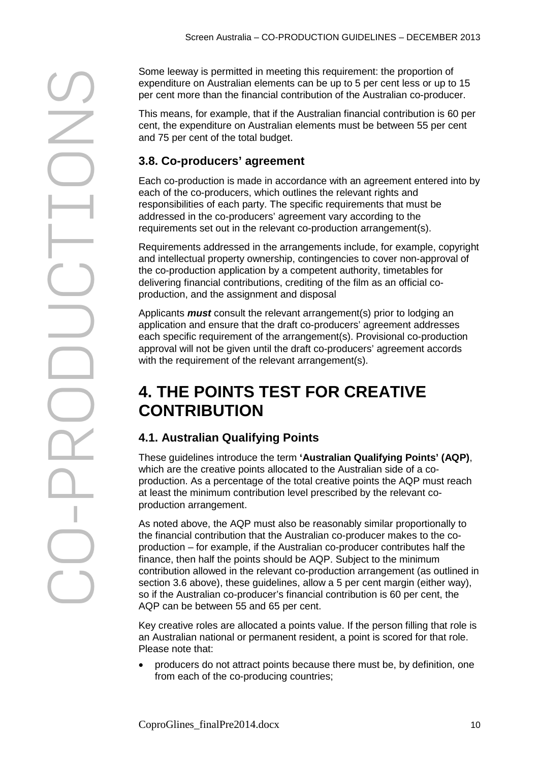Some leeway is permitted in meeting this requirement: the proportion of expenditure on Australian elements can be up to 5 per cent less or up to 15 per cent more than the financial contribution of the Australian co-producer.

This means, for example, that if the Australian financial contribution is 60 per cent, the expenditure on Australian elements must be between 55 per cent and 75 per cent of the total budget.

### 3.8. Co-producers' agreement

Each co-production is made in accordance with an agreement entered into by each of the co-producers, which outlines the relevant rights and responsibilities of each party. The specific requirements that must be addressed in the co-producers' agreement vary according to the requirements set out in the relevant co-production arrangement(s).

Requirements addressed in the arrangements include, for example, copyright and intellectual property ownership, contingencies to cover non-approval of the co-production application by a competent authority, timetables for delivering financial contributions, crediting of the film as an official co-production, and the assignment and disposal

Applicants ***must*** consult the relevant arrangement(s) prior to lodging an application and ensure that the draft co-producers' agreement addresses each specific requirement of the arrangement(s). Provisional co-production approval will not be given until the draft co-producers' agreement accords with the requirement of the relevant arrangement(s).

## 4. THE POINTS TEST FOR CREATIVE CONTRIBUTION

### 4.1. Australian Qualifying Points

These guidelines introduce the term **'Australian Qualifying Points' (AQP)**, which are the creative points allocated to the Australian side of a co-production. As a percentage of the total creative points the AQP must reach at least the minimum contribution level prescribed by the relevant co-production arrangement.

As noted above, the AQP must also be reasonably similar proportionally to the financial contribution that the Australian co-producer makes to the co-production – for example, if the Australian co-producer contributes half the finance, then half the points should be AQP. Subject to the minimum contribution allowed in the relevant co-production arrangement (as outlined in section 3.6 above), these guidelines, allow a 5 per cent margin (either way), so if the Australian co-producer's financial contribution is 60 per cent, the AQP can be between 55 and 65 per cent.

Key creative roles are allocated a points value. If the person filling that role is an Australian national or permanent resident, a point is scored for that role. Please note that:

- producers do not attract points because there must be, by definition, one from each of the co-producing countries;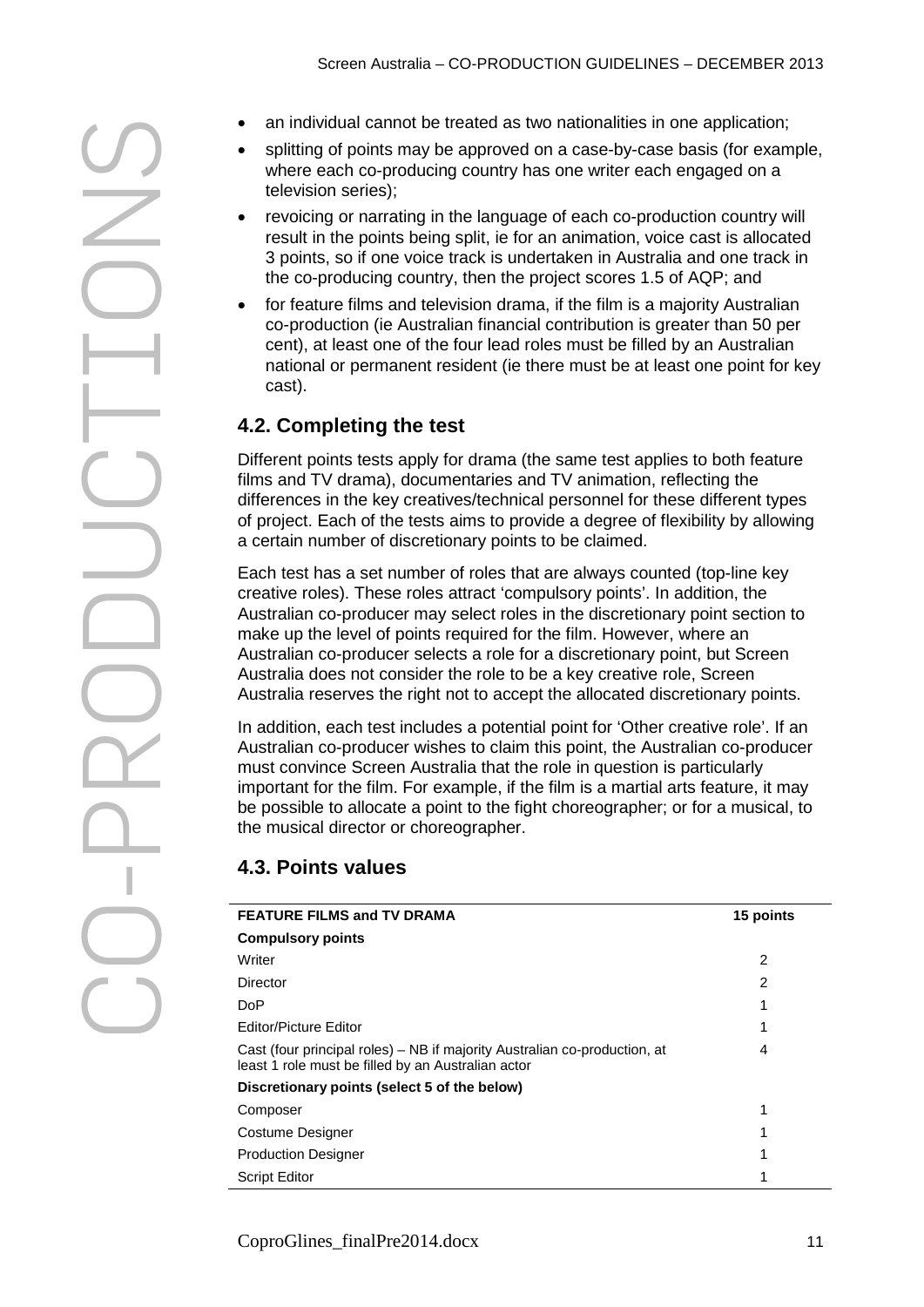- an individual cannot be treated as two nationalities in one application;
- splitting of points may be approved on a case-by-case basis (for example, where each co-producing country has one writer each engaged on a television series);
- revoicing or narrating in the language of each co-production country will result in the points being split, ie for an animation, voice cast is allocated 3 points, so if one voice track is undertaken in Australia and one track in the co-producing country, then the project scores 1.5 of AQP; and
- for feature films and television drama, if the film is a majority Australian co-production (ie Australian financial contribution is greater than 50 per cent), at least one of the four lead roles must be filled by an Australian national or permanent resident (ie there must be at least one point for key cast).

## 4.2. Completing the test

Different points tests apply for drama (the same test applies to both feature films and TV drama), documentaries and TV animation, reflecting the differences in the key creatives/technical personnel for these different types of project. Each of the tests aims to provide a degree of flexibility by allowing a certain number of discretionary points to be claimed.

Each test has a set number of roles that are always counted (top-line key creative roles). These roles attract 'compulsory points'. In addition, the Australian co-producer may select roles in the discretionary point section to make up the level of points required for the film. However, where an Australian co-producer selects a role for a discretionary point, but Screen Australia does not consider the role to be a key creative role, Screen Australia reserves the right not to accept the allocated discretionary points.

In addition, each test includes a potential point for 'Other creative role'. If an Australian co-producer wishes to claim this point, the Australian co-producer must convince Screen Australia that the role in question is particularly important for the film. For example, if the film is a martial arts feature, it may be possible to allocate a point to the fight choreographer; or for a musical, to the musical director or choreographer.

## 4.3. Points values

| FEATURE FILMS and TV DRAMA | 15 points |
|---|---|
| **Compulsory points** | |
| Writer | 2 |
| Director | 2 |
| DoP | 1 |
| Editor/Picture Editor | 1 |
| Cast (four principal roles) – NB if majority Australian co-production, at least 1 role must be filled by an Australian actor | 4 |
| **Discretionary points (select 5 of the below)** | |
| Composer | 1 |
| Costume Designer | 1 |
| Production Designer | 1 |
| Script Editor | 1 |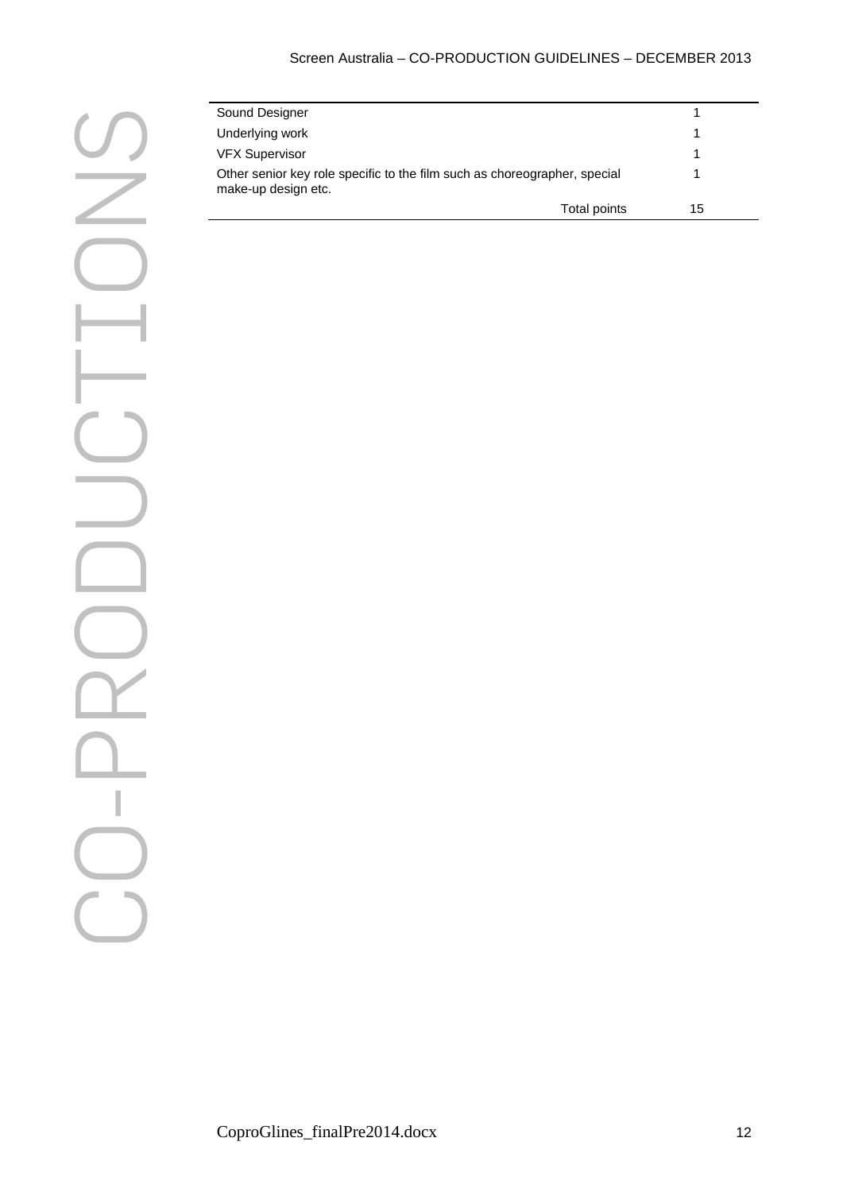| | |
|---|---|
| Sound Designer | 1 |
| Underlying work | 1 |
| VFX Supervisor | 1 |
| Other senior key role specific to the film such as choreographer, special make-up design etc. | 1 |
| Total points | 15 |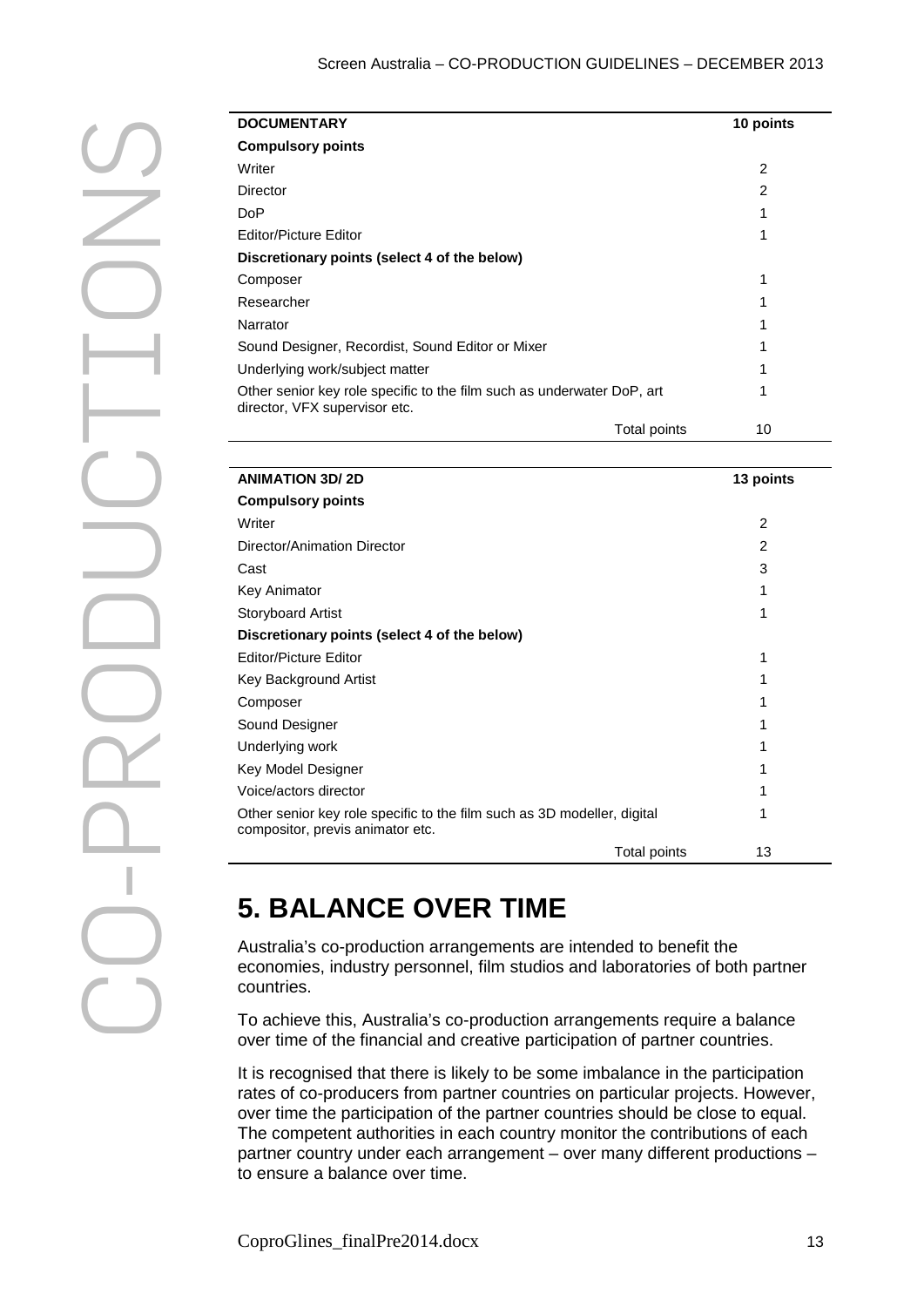| DOCUMENTARY | 10 points |
|---|---|
| **Compulsory points** | |
| Writer | 2 |
| Director | 2 |
| DoP | 1 |
| Editor/Picture Editor | 1 |
| **Discretionary points (select 4 of the below)** | |
| Composer | 1 |
| Researcher | 1 |
| Narrator | 1 |
| Sound Designer, Recordist, Sound Editor or Mixer | 1 |
| Underlying work/subject matter | 1 |
| Other senior key role specific to the film such as underwater DoP, art director, VFX supervisor etc. | 1 |
| Total points | 10 |

| ANIMATION 3D/ 2D | 13 points |
|---|---|
| **Compulsory points** | |
| Writer | 2 |
| Director/Animation Director | 2 |
| Cast | 3 |
| Key Animator | 1 |
| Storyboard Artist | 1 |
| **Discretionary points (select 4 of the below)** | |
| Editor/Picture Editor | 1 |
| Key Background Artist | 1 |
| Composer | 1 |
| Sound Designer | 1 |
| Underlying work | 1 |
| Key Model Designer | 1 |
| Voice/actors director | 1 |
| Other senior key role specific to the film such as 3D modeller, digital compositor, previs animator etc. | 1 |
| Total points | 13 |

# 5. BALANCE OVER TIME

Australia's co-production arrangements are intended to benefit the economies, industry personnel, film studios and laboratories of both partner countries.

To achieve this, Australia's co-production arrangements require a balance over time of the financial and creative participation of partner countries.

It is recognised that there is likely to be some imbalance in the participation rates of co-producers from partner countries on particular projects. However, over time the participation of the partner countries should be close to equal. The competent authorities in each country monitor the contributions of each partner country under each arrangement – over many different productions – to ensure a balance over time.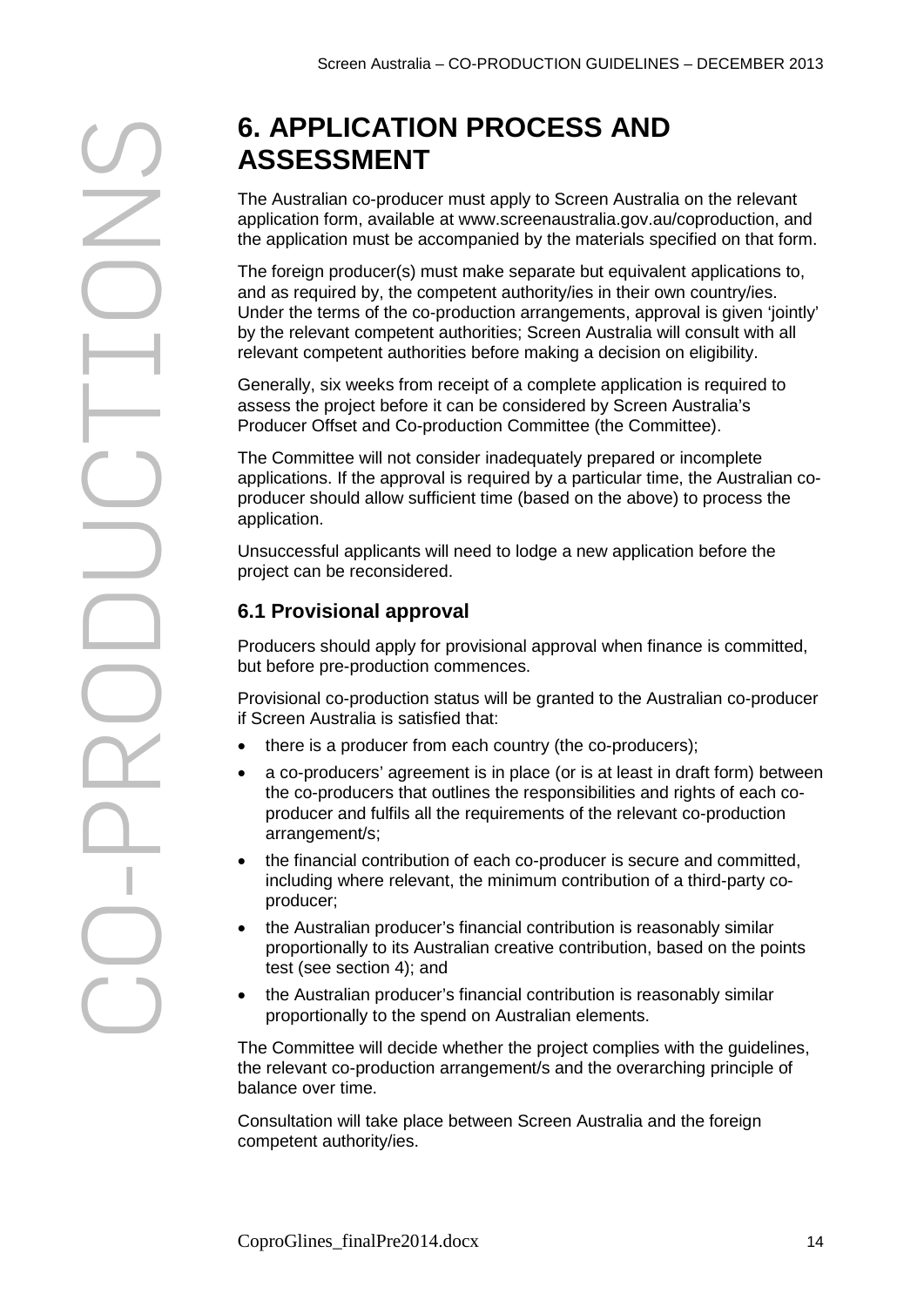# 6. APPLICATION PROCESS AND ASSESSMENT

The Australian co-producer must apply to Screen Australia on the relevant application form, available at www.screenaustralia.gov.au/coproduction, and the application must be accompanied by the materials specified on that form.

The foreign producer(s) must make separate but equivalent applications to, and as required by, the competent authority/ies in their own country/ies. Under the terms of the co-production arrangements, approval is given 'jointly' by the relevant competent authorities; Screen Australia will consult with all relevant competent authorities before making a decision on eligibility.

Generally, six weeks from receipt of a complete application is required to assess the project before it can be considered by Screen Australia's Producer Offset and Co-production Committee (the Committee).

The Committee will not consider inadequately prepared or incomplete applications. If the approval is required by a particular time, the Australian co-producer should allow sufficient time (based on the above) to process the application.

Unsuccessful applicants will need to lodge a new application before the project can be reconsidered.

## 6.1 Provisional approval

Producers should apply for provisional approval when finance is committed, but before pre-production commences.

Provisional co-production status will be granted to the Australian co-producer if Screen Australia is satisfied that:

- there is a producer from each country (the co-producers);
- a co-producers' agreement is in place (or is at least in draft form) between the co-producers that outlines the responsibilities and rights of each co-producer and fulfils all the requirements of the relevant co-production arrangement/s;
- the financial contribution of each co-producer is secure and committed, including where relevant, the minimum contribution of a third-party co-producer;
- the Australian producer's financial contribution is reasonably similar proportionally to its Australian creative contribution, based on the points test (see section 4); and
- the Australian producer's financial contribution is reasonably similar proportionally to the spend on Australian elements.

The Committee will decide whether the project complies with the guidelines, the relevant co-production arrangement/s and the overarching principle of balance over time.

Consultation will take place between Screen Australia and the foreign competent authority/ies.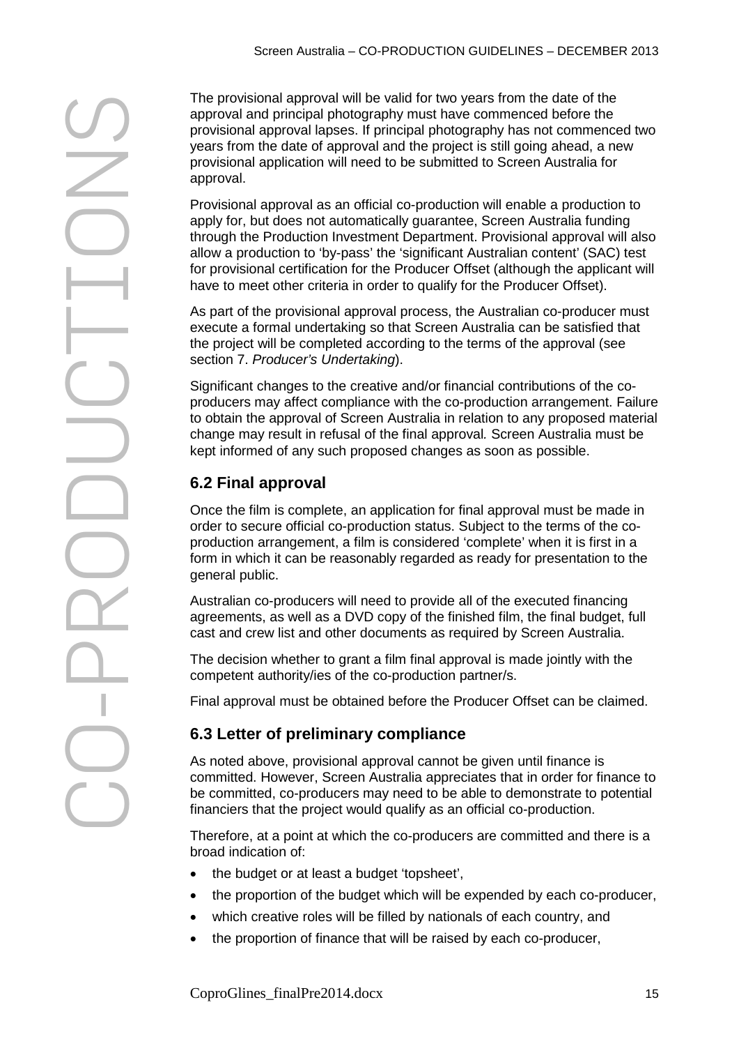The provisional approval will be valid for two years from the date of the approval and principal photography must have commenced before the provisional approval lapses. If principal photography has not commenced two years from the date of approval and the project is still going ahead, a new provisional application will need to be submitted to Screen Australia for approval.

Provisional approval as an official co-production will enable a production to apply for, but does not automatically guarantee, Screen Australia funding through the Production Investment Department. Provisional approval will also allow a production to 'by-pass' the 'significant Australian content' (SAC) test for provisional certification for the Producer Offset (although the applicant will have to meet other criteria in order to qualify for the Producer Offset).

As part of the provisional approval process, the Australian co-producer must execute a formal undertaking so that Screen Australia can be satisfied that the project will be completed according to the terms of the approval (see section 7. *Producer's Undertaking*).

Significant changes to the creative and/or financial contributions of the co-producers may affect compliance with the co-production arrangement. Failure to obtain the approval of Screen Australia in relation to any proposed material change may result in refusal of the final approval. Screen Australia must be kept informed of any such proposed changes as soon as possible.

## 6.2 Final approval

Once the film is complete, an application for final approval must be made in order to secure official co-production status. Subject to the terms of the co-production arrangement, a film is considered 'complete' when it is first in a form in which it can be reasonably regarded as ready for presentation to the general public.

Australian co-producers will need to provide all of the executed financing agreements, as well as a DVD copy of the finished film, the final budget, full cast and crew list and other documents as required by Screen Australia.

The decision whether to grant a film final approval is made jointly with the competent authority/ies of the co-production partner/s.

Final approval must be obtained before the Producer Offset can be claimed.

## 6.3 Letter of preliminary compliance

As noted above, provisional approval cannot be given until finance is committed. However, Screen Australia appreciates that in order for finance to be committed, co-producers may need to be able to demonstrate to potential financiers that the project would qualify as an official co-production.

Therefore, at a point at which the co-producers are committed and there is a broad indication of:

- the budget or at least a budget 'topsheet',
- the proportion of the budget which will be expended by each co-producer,
- which creative roles will be filled by nationals of each country, and
- the proportion of finance that will be raised by each co-producer,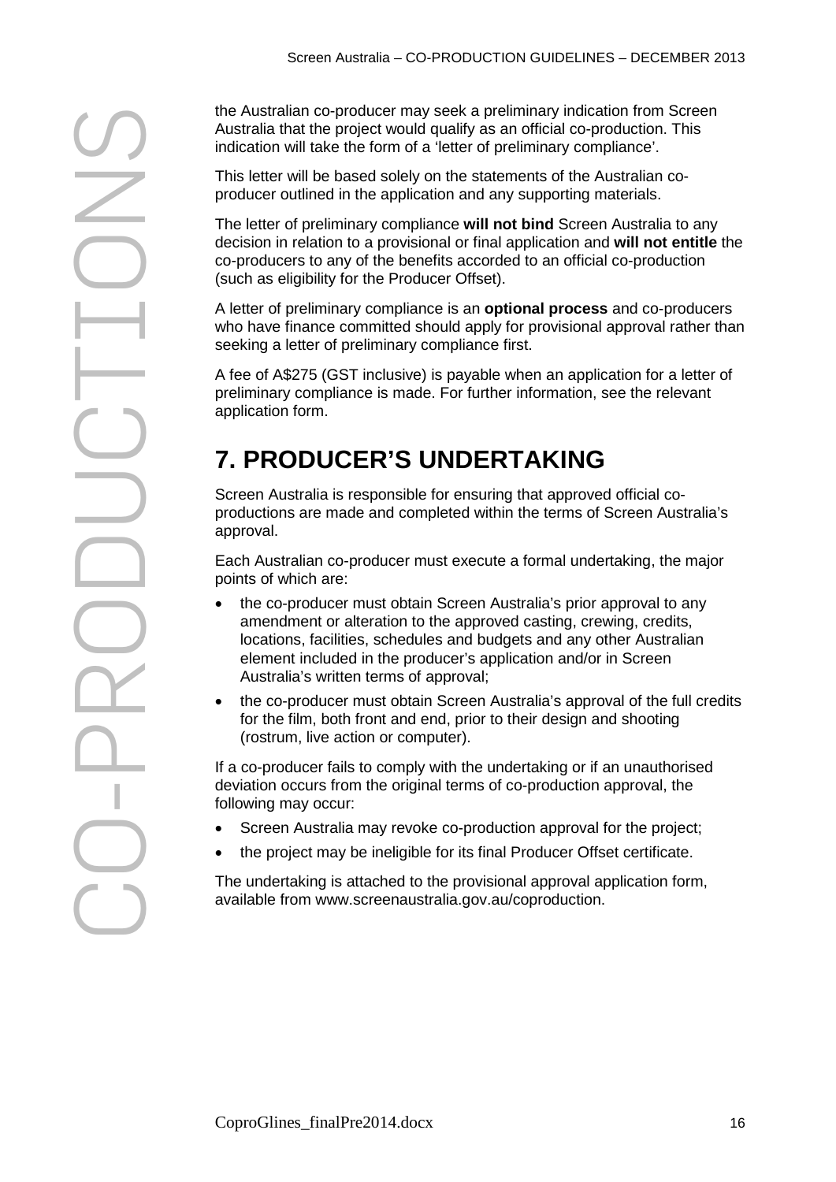the Australian co-producer may seek a preliminary indication from Screen Australia that the project would qualify as an official co-production. This indication will take the form of a 'letter of preliminary compliance'.

This letter will be based solely on the statements of the Australian co-producer outlined in the application and any supporting materials.

The letter of preliminary compliance **will not bind** Screen Australia to any decision in relation to a provisional or final application and **will not entitle** the co-producers to any of the benefits accorded to an official co-production (such as eligibility for the Producer Offset).

A letter of preliminary compliance is an **optional process** and co-producers who have finance committed should apply for provisional approval rather than seeking a letter of preliminary compliance first.

A fee of A$275 (GST inclusive) is payable when an application for a letter of preliminary compliance is made. For further information, see the relevant application form.

# 7. PRODUCER'S UNDERTAKING

Screen Australia is responsible for ensuring that approved official co-productions are made and completed within the terms of Screen Australia's approval.

Each Australian co-producer must execute a formal undertaking, the major points of which are:

- the co-producer must obtain Screen Australia's prior approval to any amendment or alteration to the approved casting, crewing, credits, locations, facilities, schedules and budgets and any other Australian element included in the producer's application and/or in Screen Australia's written terms of approval;
- the co-producer must obtain Screen Australia's approval of the full credits for the film, both front and end, prior to their design and shooting (rostrum, live action or computer).

If a co-producer fails to comply with the undertaking or if an unauthorised deviation occurs from the original terms of co-production approval, the following may occur:

- Screen Australia may revoke co-production approval for the project;
- the project may be ineligible for its final Producer Offset certificate.

The undertaking is attached to the provisional approval application form, available from www.screenaustralia.gov.au/coproduction.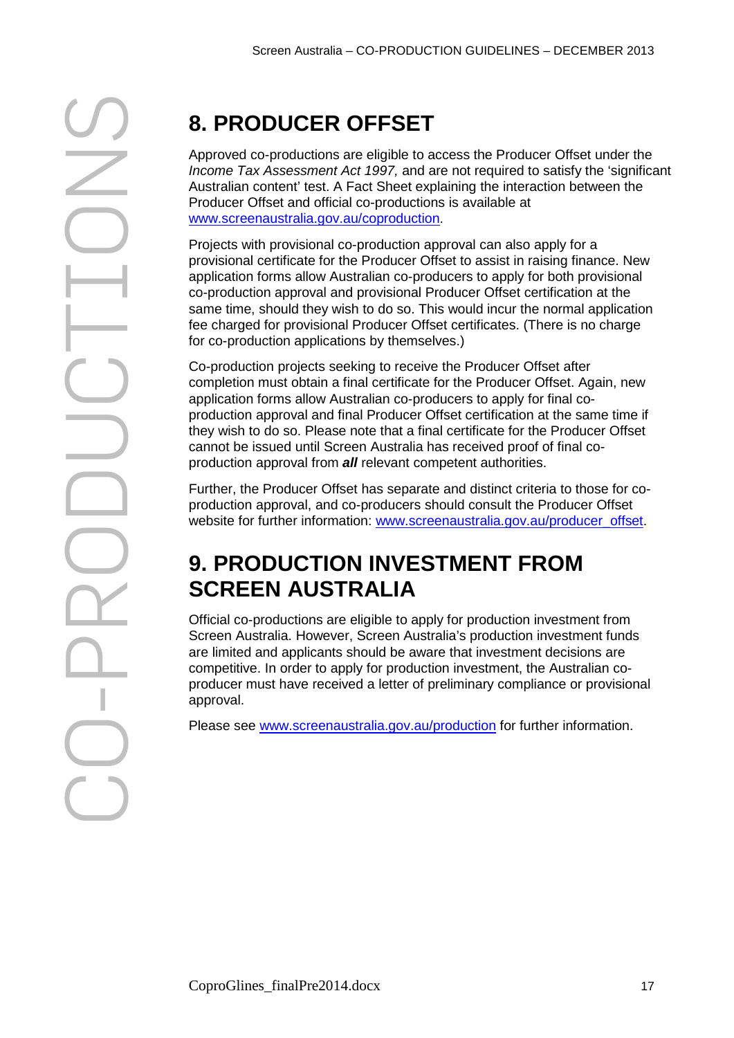## 8. PRODUCER OFFSET

Approved co-productions are eligible to access the Producer Offset under the *Income Tax Assessment Act 1997,* and are not required to satisfy the 'significant Australian content' test. A Fact Sheet explaining the interaction between the Producer Offset and official co-productions is available at www.screenaustralia.gov.au/coproduction.

Projects with provisional co-production approval can also apply for a provisional certificate for the Producer Offset to assist in raising finance. New application forms allow Australian co-producers to apply for both provisional co-production approval and provisional Producer Offset certification at the same time, should they wish to do so. This would incur the normal application fee charged for provisional Producer Offset certificates. (There is no charge for co-production applications by themselves.)

Co-production projects seeking to receive the Producer Offset after completion must obtain a final certificate for the Producer Offset. Again, new application forms allow Australian co-producers to apply for final co-production approval and final Producer Offset certification at the same time if they wish to do so. Please note that a final certificate for the Producer Offset cannot be issued until Screen Australia has received proof of final co-production approval from ***all*** relevant competent authorities.

Further, the Producer Offset has separate and distinct criteria to those for co-production approval, and co-producers should consult the Producer Offset website for further information: www.screenaustralia.gov.au/producer_offset.

## 9. PRODUCTION INVESTMENT FROM SCREEN AUSTRALIA

Official co-productions are eligible to apply for production investment from Screen Australia. However, Screen Australia's production investment funds are limited and applicants should be aware that investment decisions are competitive. In order to apply for production investment, the Australian co-producer must have received a letter of preliminary compliance or provisional approval.

Please see www.screenaustralia.gov.au/production for further information.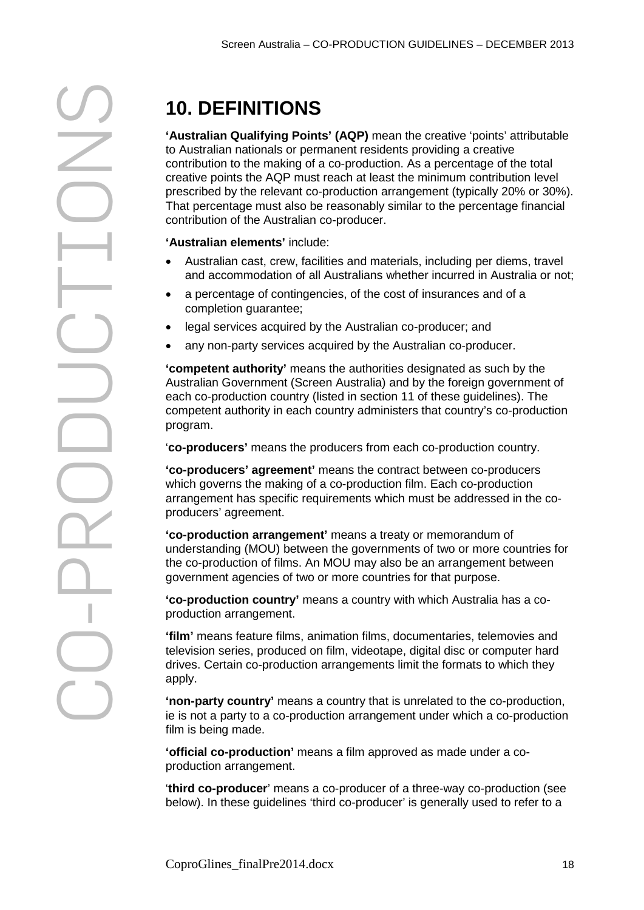# 10. DEFINITIONS

**'Australian Qualifying Points' (AQP)** mean the creative 'points' attributable to Australian nationals or permanent residents providing a creative contribution to the making of a co-production. As a percentage of the total creative points the AQP must reach at least the minimum contribution level prescribed by the relevant co-production arrangement (typically 20% or 30%). That percentage must also be reasonably similar to the percentage financial contribution of the Australian co-producer.

**'Australian elements'** include:

- Australian cast, crew, facilities and materials, including per diems, travel and accommodation of all Australians whether incurred in Australia or not;
- a percentage of contingencies, of the cost of insurances and of a completion guarantee;
- legal services acquired by the Australian co-producer; and
- any non-party services acquired by the Australian co-producer.

**'competent authority'** means the authorities designated as such by the Australian Government (Screen Australia) and by the foreign government of each co-production country (listed in section 11 of these guidelines). The competent authority in each country administers that country's co-production program.

'**co-producers'** means the producers from each co-production country.

**'co-producers' agreement'** means the contract between co-producers which governs the making of a co-production film. Each co-production arrangement has specific requirements which must be addressed in the co-producers' agreement.

**'co-production arrangement'** means a treaty or memorandum of understanding (MOU) between the governments of two or more countries for the co-production of films. An MOU may also be an arrangement between government agencies of two or more countries for that purpose.

**'co-production country'** means a country with which Australia has a co-production arrangement.

**'film'** means feature films, animation films, documentaries, telemovies and television series, produced on film, videotape, digital disc or computer hard drives. Certain co-production arrangements limit the formats to which they apply.

**'non-party country'** means a country that is unrelated to the co-production, ie is not a party to a co-production arrangement under which a co-production film is being made.

**'official co-production'** means a film approved as made under a co-production arrangement.

'**third co-producer**' means a co-producer of a three-way co-production (see below). In these guidelines 'third co-producer' is generally used to refer to a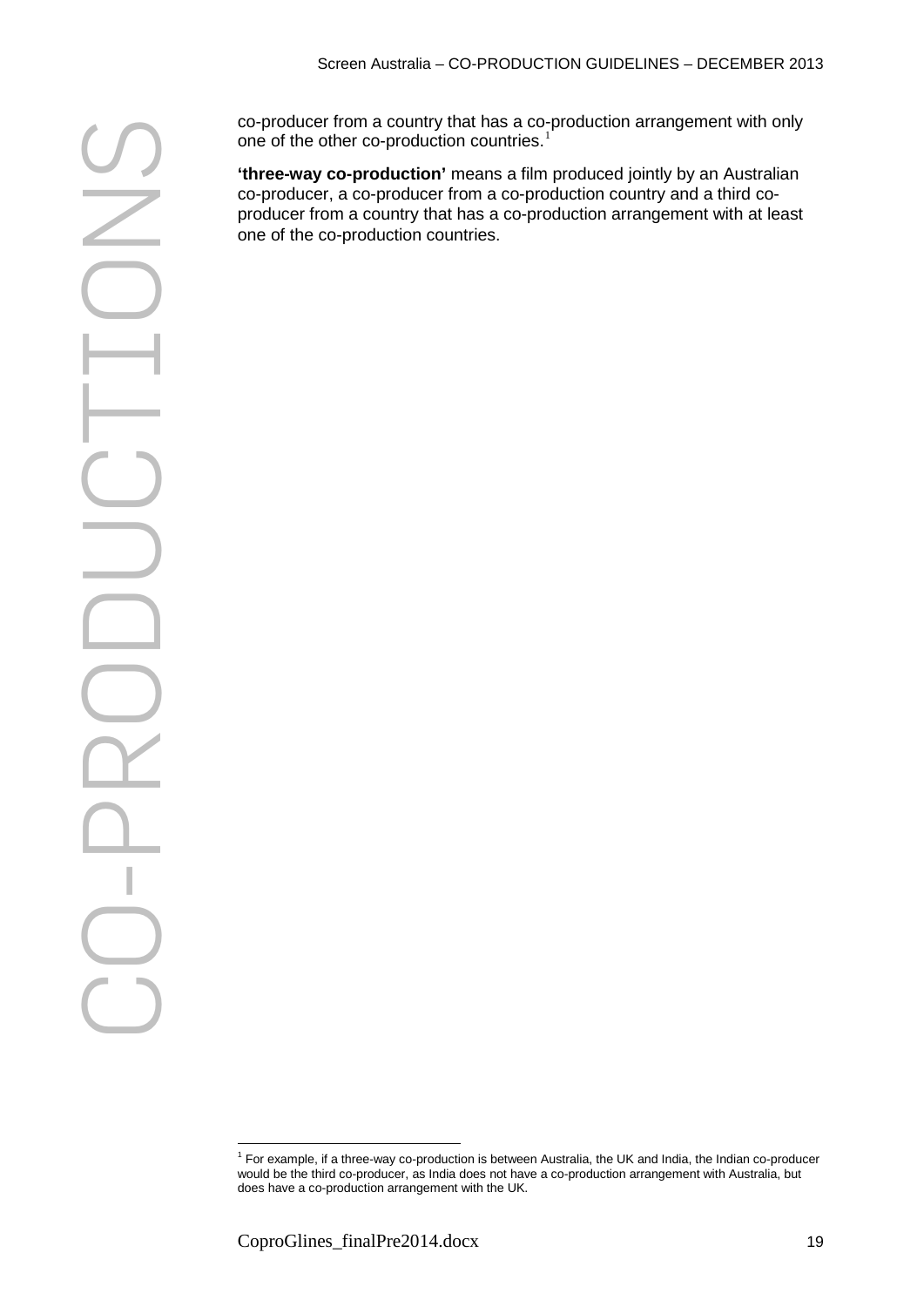co-producer from a country that has a co-production arrangement with only one of the other co-production countries.[1]

**'three-way co-production'** means a film produced jointly by an Australian co-producer, a co-producer from a co-production country and a third co-producer from a country that has a co-production arrangement with at least one of the co-production countries.

[1] For example, if a three-way co-production is between Australia, the UK and India, the Indian co-producer would be the third co-producer, as India does not have a co-production arrangement with Australia, but does have a co-production arrangement with the UK.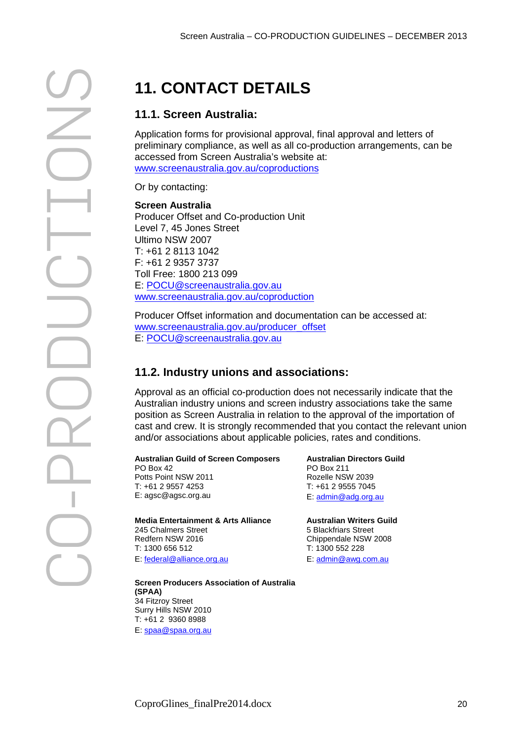# 11. CONTACT DETAILS

## 11.1. Screen Australia:

Application forms for provisional approval, final approval and letters of preliminary compliance, as well as all co-production arrangements, can be accessed from Screen Australia's website at: www.screenaustralia.gov.au/coproductions

Or by contacting:

**Screen Australia**
Producer Offset and Co-production Unit
Level 7, 45 Jones Street
Ultimo NSW 2007
T: +61 2 8113 1042
F: +61 2 9357 3737
Toll Free: 1800 213 099
E: POCU@screenaustralia.gov.au
www.screenaustralia.gov.au/coproduction

Producer Offset information and documentation can be accessed at:
www.screenaustralia.gov.au/producer_offset
E: POCU@screenaustralia.gov.au

## 11.2. Industry unions and associations:

Approval as an official co-production does not necessarily indicate that the Australian industry unions and screen industry associations take the same position as Screen Australia in relation to the approval of the importation of cast and crew. It is strongly recommended that you contact the relevant union and/or associations about applicable policies, rates and conditions.

**Australian Guild of Screen Composers**
PO Box 42
Potts Point NSW 2011
T: +61 2 9557 4253
E: agsc@agsc.org.au

**Australian Directors Guild**
PO Box 211
Rozelle NSW 2039
T: +61 2 9555 7045
E: admin@adg.org.au

**Media Entertainment & Arts Alliance**
245 Chalmers Street
Redfern NSW 2016
T: 1300 656 512
E: federal@alliance.org.au

**Australian Writers Guild**
5 Blackfriars Street
Chippendale NSW 2008
T: 1300 552 228
E: admin@awg.com.au

**Screen Producers Association of Australia (SPAA)**
34 Fitzroy Street
Surry Hills NSW 2010
T: +61 2 9360 8988
E: spaa@spaa.org.au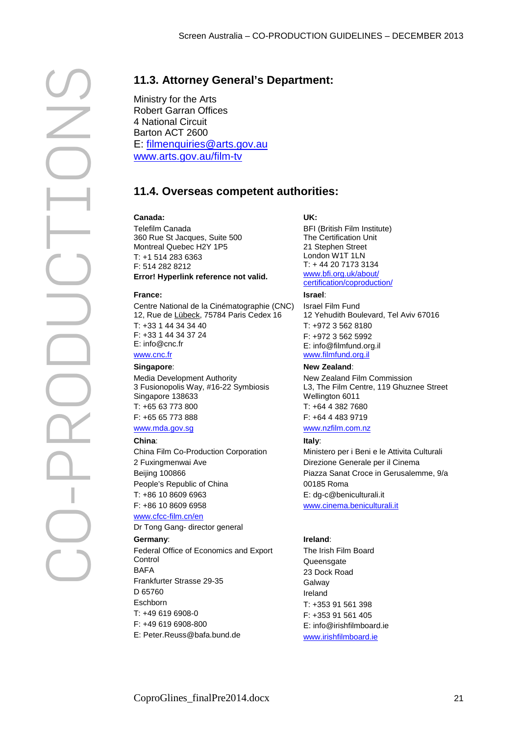## 11.3. Attorney General's Department:

Ministry for the Arts
Robert Garran Offices
4 National Circuit
Barton ACT 2600
E: filmenquiries@arts.gov.au
www.arts.gov.au/film-tv

## 11.4. Overseas competent authorities:

**Canada:**
Telefilm Canada
360 Rue St Jacques, Suite 500
Montreal Quebec H2Y 1P5
T: +1 514 283 6363
F: 514 282 8212
**Error! Hyperlink reference not valid.**

**France:**
Centre National de la Cinématographie (CNC)
12, Rue de Lübeck, 75784 Paris Cedex 16
T: +33 1 44 34 34 40
F: +33 1 44 34 37 24
E: info@cnc.fr
www.cnc.fr

**Singapore**:
Media Development Authority
3 Fusionopolis Way, #16-22 Symbiosis
Singapore 138633
T: +65 63 773 800
F: +65 65 773 888
www.mda.gov.sg

**China**:
China Film Co-Production Corporation
2 Fuxingmenwai Ave
Beijing 100866
People's Republic of China
T: +86 10 8609 6963
F: +86 10 8609 6958
www.cfcc-film.cn/en
Dr Tong Gang- director general

**Germany**:
Federal Office of Economics and Export Control
BAFA
Frankfurter Strasse 29-35
D 65760
Eschborn
T: +49 619 6908-0
F: +49 619 6908-800
E: Peter.Reuss@bafa.bund.de

**UK:**
BFI (British Film Institute)
The Certification Unit
21 Stephen Street
London W1T 1LN
T: + 44 20 7173 3134
www.bfi.org.uk/about/certification/coproduction/

**Israel**:
Israel Film Fund
12 Yehudith Boulevard, Tel Aviv 67016
T: +972 3 562 8180
F: +972 3 562 5992
E: info@filmfund.org.il
www.filmfund.org.il

**New Zealand**:
New Zealand Film Commission
L3, The Film Centre, 119 Ghuznee Street
Wellington 6011
T: +64 4 382 7680
F: +64 4 483 9719
www.nzfilm.com.nz

**Italy**:
Ministero per i Beni e le Attivita Culturali
Direzione Generale per il Cinema
Piazza Sanat Croce in Gerusalemme, 9/a
00185 Roma
E: dg-c@beniculturali.it
www.cinema.beniculturali.it

**Ireland**:
The Irish Film Board
Queensgate
23 Dock Road
Galway
Ireland
T: +353 91 561 398
F: +353 91 561 405
E: info@irishfilmboard.ie
www.irishfilmboard.ie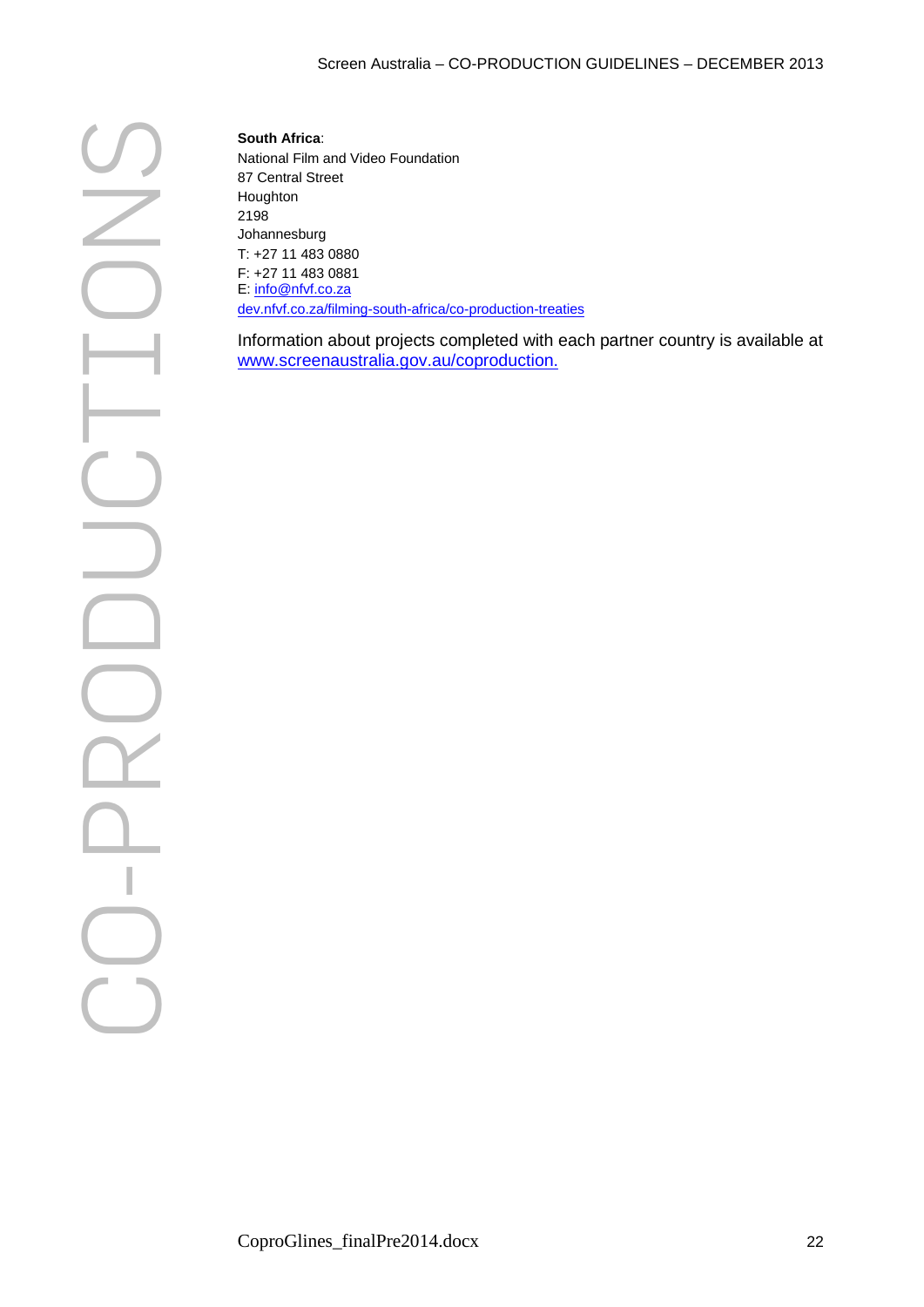**South Africa**:
National Film and Video Foundation
87 Central Street
Houghton
2198
Johannesburg
T: +27 11 483 0880
F: +27 11 483 0881
E: info@nfvf.co.za
dev.nfvf.co.za/filming-south-africa/co-production-treaties

Information about projects completed with each partner country is available at www.screenaustralia.gov.au/coproduction.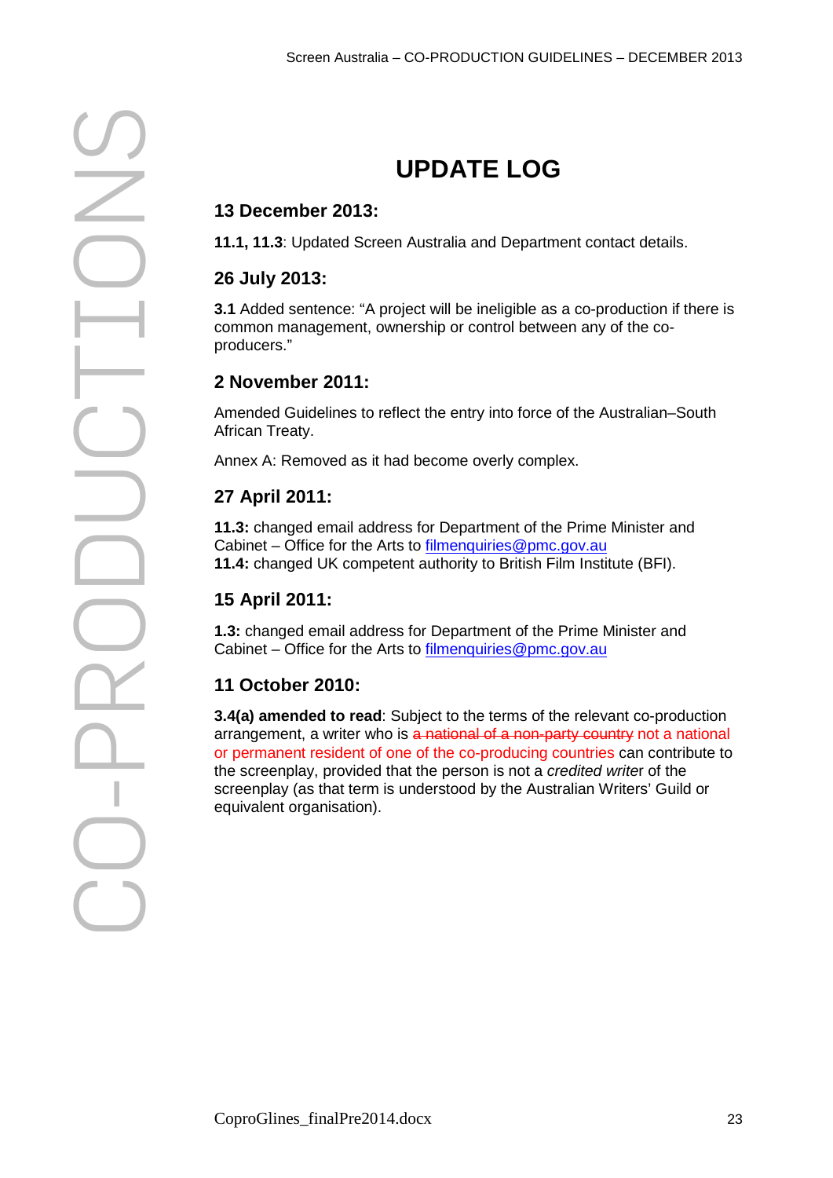# UPDATE LOG

## 13 December 2013:

**11.1, 11.3**: Updated Screen Australia and Department contact details.

## 26 July 2013:

**3.1** Added sentence: "A project will be ineligible as a co-production if there is common management, ownership or control between any of the co-producers."

## 2 November 2011:

Amended Guidelines to reflect the entry into force of the Australian–South African Treaty.

Annex A: Removed as it had become overly complex.

## 27 April 2011:

**11.3:** changed email address for Department of the Prime Minister and Cabinet – Office for the Arts to filmenquiries@pmc.gov.au
**11.4:** changed UK competent authority to British Film Institute (BFI).

## 15 April 2011:

**1.3:** changed email address for Department of the Prime Minister and Cabinet – Office for the Arts to filmenquiries@pmc.gov.au

## 11 October 2010:

**3.4(a) amended to read**: Subject to the terms of the relevant co-production arrangement, a writer who is ~~a national of a non-party country~~ not a national or permanent resident of one of the co-producing countries can contribute to the screenplay, provided that the person is not a *credited writer* of the screenplay (as that term is understood by the Australian Writers' Guild or equivalent organisation).